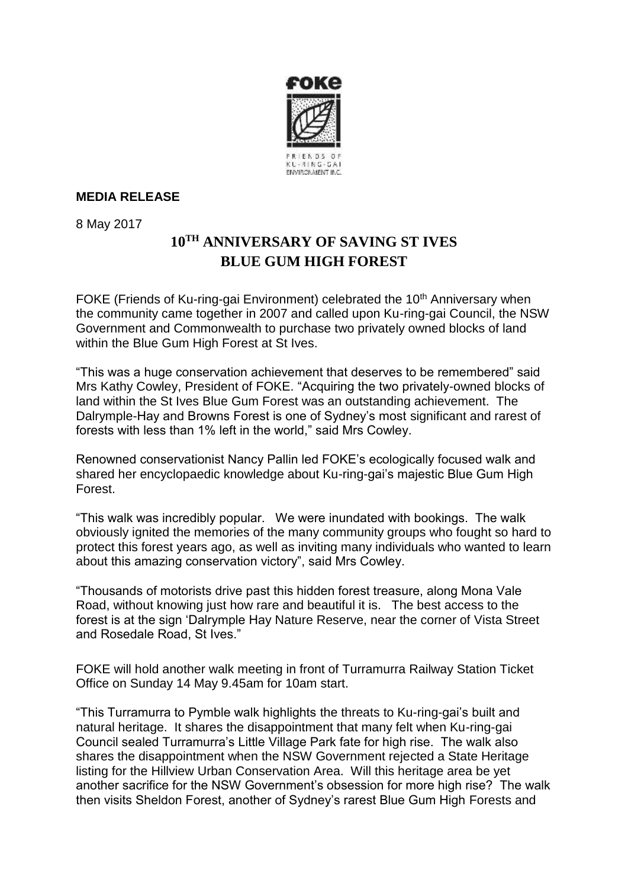**MEDIA RELEASE**

8 May 2017

# 10TH ANNIVERSARY OF SAVING ST IVES BLUE GUM HIGH FOREST

FOKE (Friends of Ku-ring-gai Environment) celebrated the 10th Anniversary when the community came together in 2007 and called upon Ku-ring-gai Council, the NSW Government and Commonwealth to purchase two privately owned blocks of land within the Blue Gum High Forest at St Ives.

"This was a huge conservation achievement that deserves to be remembered" said Mrs Kathy Cowley, President of FOKE. "Acquiring the two privately-owned blocks of land within the St Ives Blue Gum Forest was an outstanding achievement. The Dalrymple-Hay and Browns Forest is one of Sydney's most significant and rarest of forests with less than 1% left in the world," said Mrs Cowley.

Renowned conservationist Nancy Pallin led FOKE's ecologically focused walk and shared her encyclopaedic knowledge about Ku-ring-gai's majestic Blue Gum High Forest.

"This walk was incredibly popular. We were inundated with bookings. The walk obviously ignited the memories of the many community groups who fought so hard to protect this forest years ago, as well as inviting many individuals who wanted to learn about this amazing conservation victory", said Mrs Cowley.

"Thousands of motorists drive past this hidden forest treasure, along Mona Vale Road, without knowing just how rare and beautiful it is. The best access to the forest is at the sign 'Dalrymple Hay Nature Reserve, near the corner of Vista Street and Rosedale Road, St Ives."

FOKE will hold another walk meeting in front of Turramurra Railway Station Ticket Office on Sunday 14 May 9.45am for 10am start.

"This Turramurra to Pymble walk highlights the threats to Ku-ring-gai's built and natural heritage. It shares the disappointment that many felt when Ku-ring-gai Council sealed Turramurra's Little Village Park fate for high rise. The walk also shares the disappointment when the NSW Government rejected a State Heritage listing for the Hillview Urban Conservation Area. Will this heritage area be yet another sacrifice for the NSW Government's obsession for more high rise? The walk then visits Sheldon Forest, another of Sydney's rarest Blue Gum High Forests and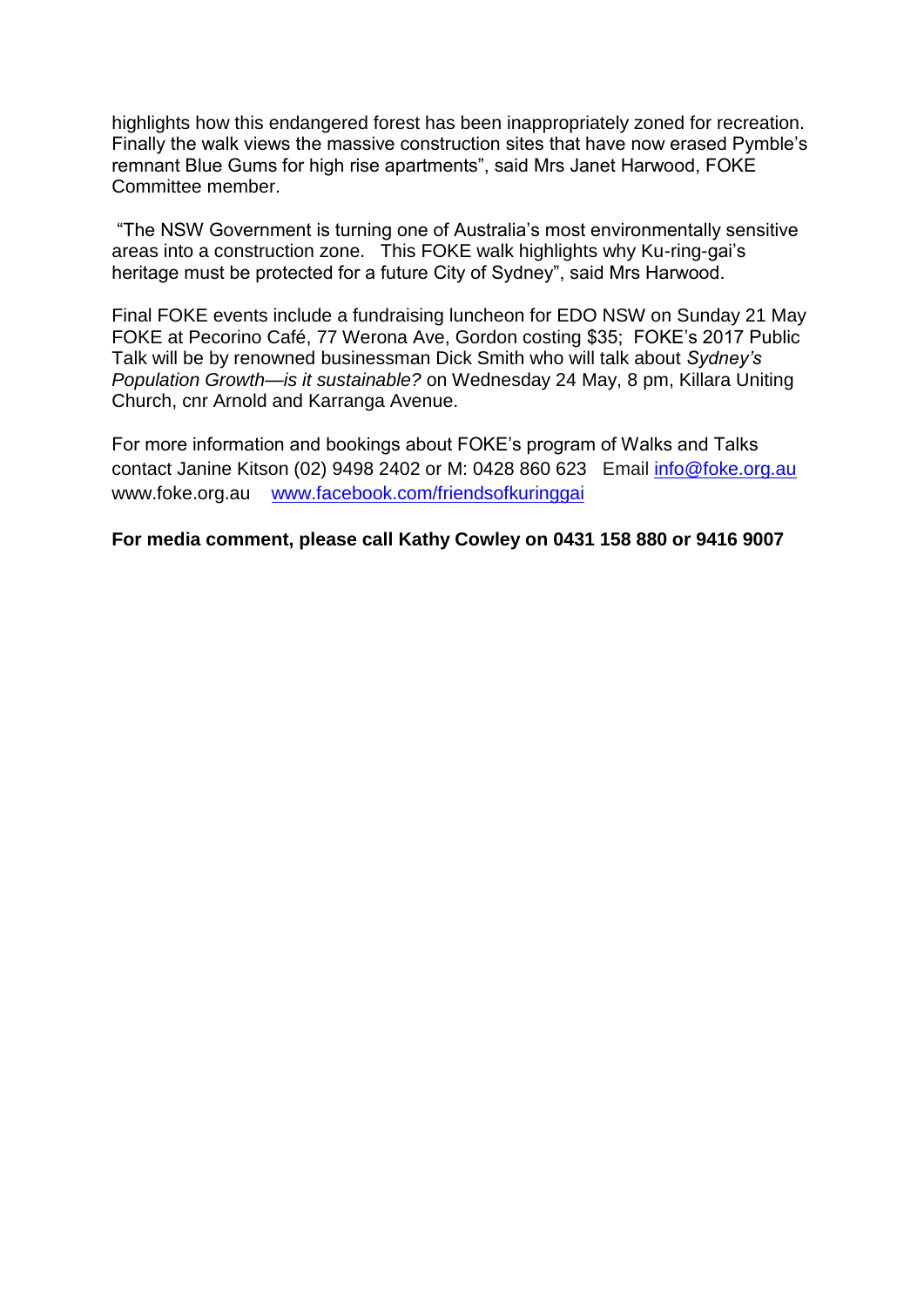highlights how this endangered forest has been inappropriately zoned for recreation. Finally the walk views the massive construction sites that have now erased Pymble's remnant Blue Gums for high rise apartments", said Mrs Janet Harwood, FOKE Committee member.

"The NSW Government is turning one of Australia's most environmentally sensitive areas into a construction zone. This FOKE walk highlights why Ku-ring-gai's heritage must be protected for a future City of Sydney", said Mrs Harwood.

Final FOKE events include a fundraising luncheon for EDO NSW on Sunday 21 May FOKE at Pecorino Café, 77 Werona Ave, Gordon costing $35; FOKE's 2017 Public Talk will be by renowned businessman Dick Smith who will talk about *Sydney's Population Growth—is it sustainable?* on Wednesday 24 May, 8 pm, Killara Uniting Church, cnr Arnold and Karranga Avenue.

For more information and bookings about FOKE's program of Walks and Talks contact Janine Kitson (02) 9498 2402 or M: 0428 860 623 Email info@foke.org.au www.foke.org.au www.facebook.com/friendsofkuringgai

**For media comment, please call Kathy Cowley on 0431 158 880 or 9416 9007**